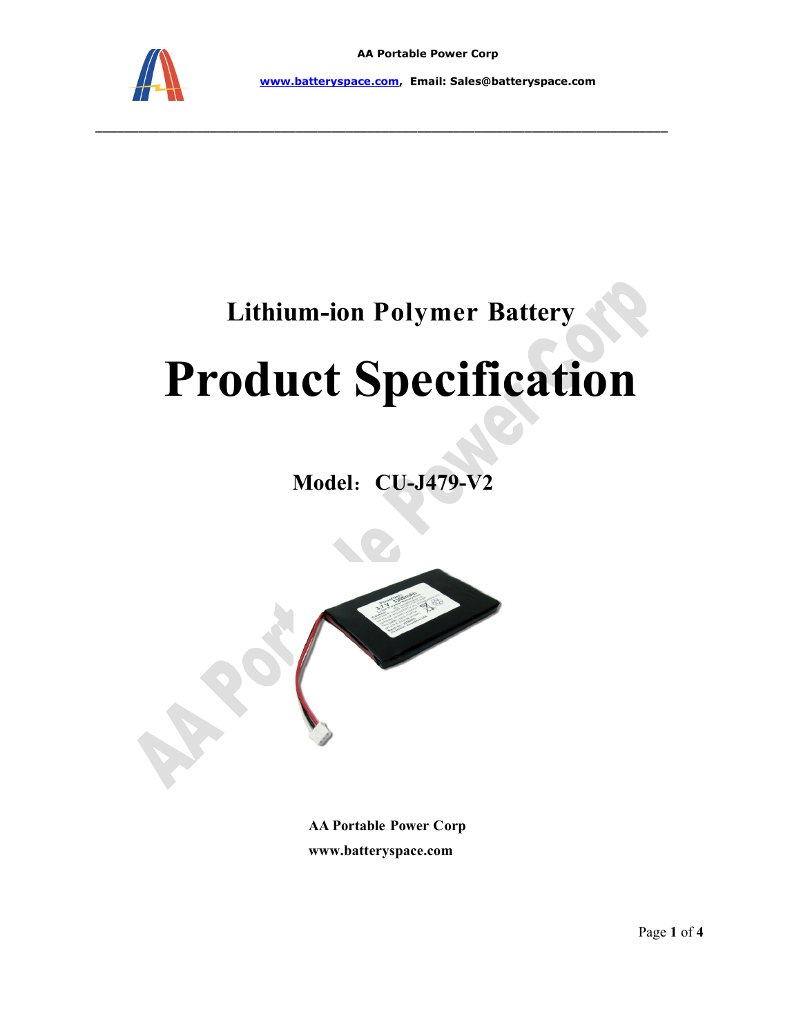AA Portable Power Corp

www.batteryspace.com, Email: Sales@batteryspace.com

## Lithium-ion Polymer Battery

# Product Specification

## Model：CU-J479-V2

**AA Portable Power Corp**

**www.batteryspace.com**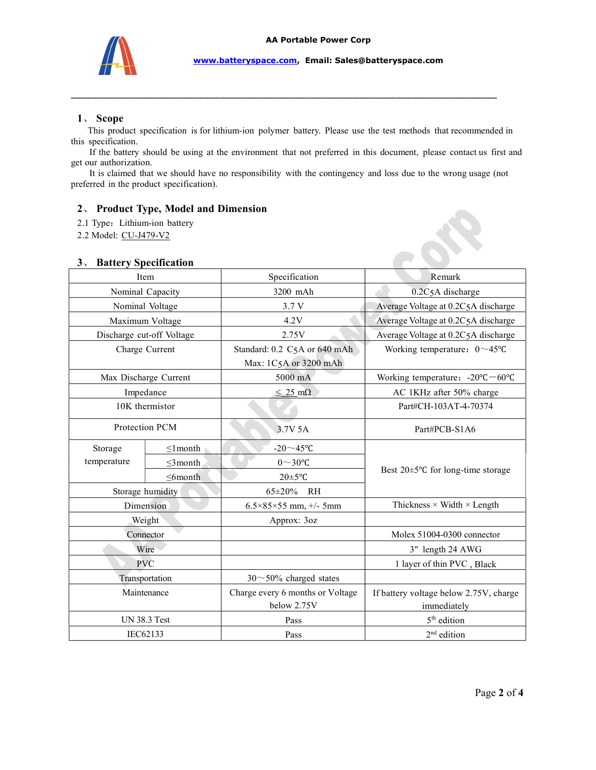## 1、 Scope

This product specification is for lithium-ion polymer battery. Please use the test methods that recommended in this specification.

If the battery should be using at the environment that not preferred in this document, please contact us first and get our authorization.

It is claimed that we should have no responsibility with the contingency and loss due to the wrong usage (not preferred in the product specification).

## 2、 Product Type, Model and Dimension

2.1 Type：Lithium-ion battery

2.2 Model: CU-J479-V2

## 3、 Battery Specification

| Item | | Specification | Remark |
|---|---|---|---|
| Nominal Capacity | | 3200 mAh | 0.2C5A discharge |
| Nominal Voltage | | 3.7 V | Average Voltage at 0.2C5A discharge |
| Maximum Voltage | | 4.2V | Average Voltage at 0.2C5A discharge |
| Discharge cut-off Voltage | | 2.75V | Average Voltage at 0.2C5A discharge |
| Charge Current | | Standard: 0.2 C5A or 640 mAh<br>Max: 1C5A or 3200 mAh | Working temperature：0～45℃ |
| Max Discharge Current | | 5000 mA | Working temperature：-20℃－60℃ |
| Impedance | | ≤ 25 mΩ | AC 1KHz after 50% charge |
| 10K thermistor | | | Part#CH-103AT-4-70374 |
| Protection PCM | | 3.7V 5A | Part#PCB-S1A6 |
| Storage temperature | ≤1month | -20～45℃ | Best 20±5℃ for long-time storage |
| | ≤3month | 0～30℃ | |
| | ≤6month | 20±5℃ | |
| Storage humidity | | 65±20% RH | |
| Dimension | | 6.5×85×55 mm, +/- 5mm | Thickness × Width × Length |
| Weight | | Approx: 3oz | |
| Connector | | | Molex 51004-0300 connector |
| Wire | | | 3" length 24 AWG |
| PVC | | | 1 layer of thin PVC , Black |
| Transportation | | 30～50% charged states | |
| Maintenance | | Charge every 6 months or Voltage below 2.75V | If battery voltage below 2.75V, charge immediately |
| UN 38.3 Test | | Pass | 5th edition |
| IEC62133 | | Pass | 2nd edition |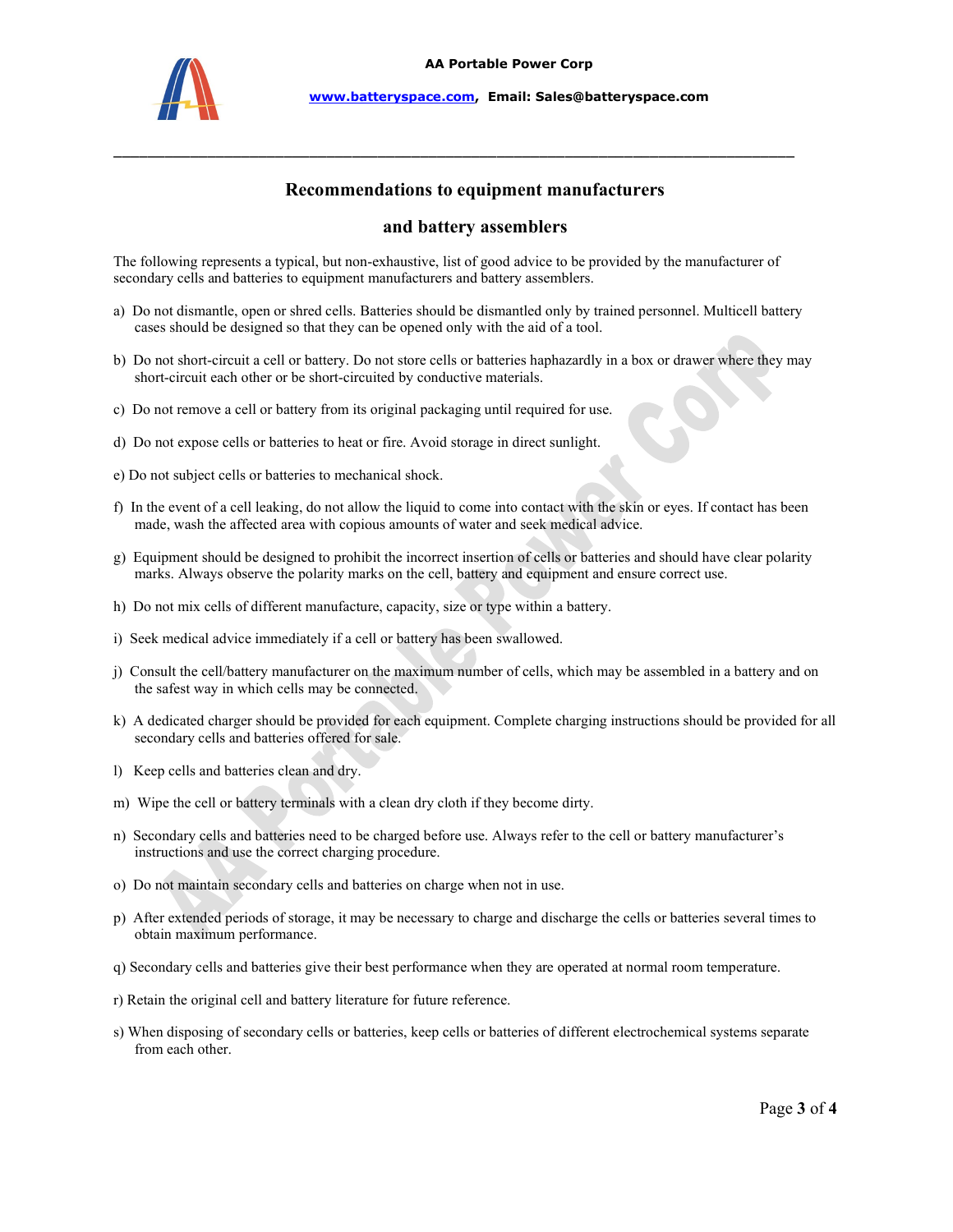## Recommendations to equipment manufacturers and battery assemblers

The following represents a typical, but non-exhaustive, list of good advice to be provided by the manufacturer of secondary cells and batteries to equipment manufacturers and battery assemblers.

a) Do not dismantle, open or shred cells. Batteries should be dismantled only by trained personnel. Multicell battery cases should be designed so that they can be opened only with the aid of a tool.

b) Do not short-circuit a cell or battery. Do not store cells or batteries haphazardly in a box or drawer where they may short-circuit each other or be short-circuited by conductive materials.

c) Do not remove a cell or battery from its original packaging until required for use.

d) Do not expose cells or batteries to heat or fire. Avoid storage in direct sunlight.

e) Do not subject cells or batteries to mechanical shock.

f) In the event of a cell leaking, do not allow the liquid to come into contact with the skin or eyes. If contact has been made, wash the affected area with copious amounts of water and seek medical advice.

g) Equipment should be designed to prohibit the incorrect insertion of cells or batteries and should have clear polarity marks. Always observe the polarity marks on the cell, battery and equipment and ensure correct use.

h) Do not mix cells of different manufacture, capacity, size or type within a battery.

i) Seek medical advice immediately if a cell or battery has been swallowed.

j) Consult the cell/battery manufacturer on the maximum number of cells, which may be assembled in a battery and on the safest way in which cells may be connected.

k) A dedicated charger should be provided for each equipment. Complete charging instructions should be provided for all secondary cells and batteries offered for sale.

l) Keep cells and batteries clean and dry.

m) Wipe the cell or battery terminals with a clean dry cloth if they become dirty.

n) Secondary cells and batteries need to be charged before use. Always refer to the cell or battery manufacturer's instructions and use the correct charging procedure.

o) Do not maintain secondary cells and batteries on charge when not in use.

p) After extended periods of storage, it may be necessary to charge and discharge the cells or batteries several times to obtain maximum performance.

q) Secondary cells and batteries give their best performance when they are operated at normal room temperature.

r) Retain the original cell and battery literature for future reference.

s) When disposing of secondary cells or batteries, keep cells or batteries of different electrochemical systems separate from each other.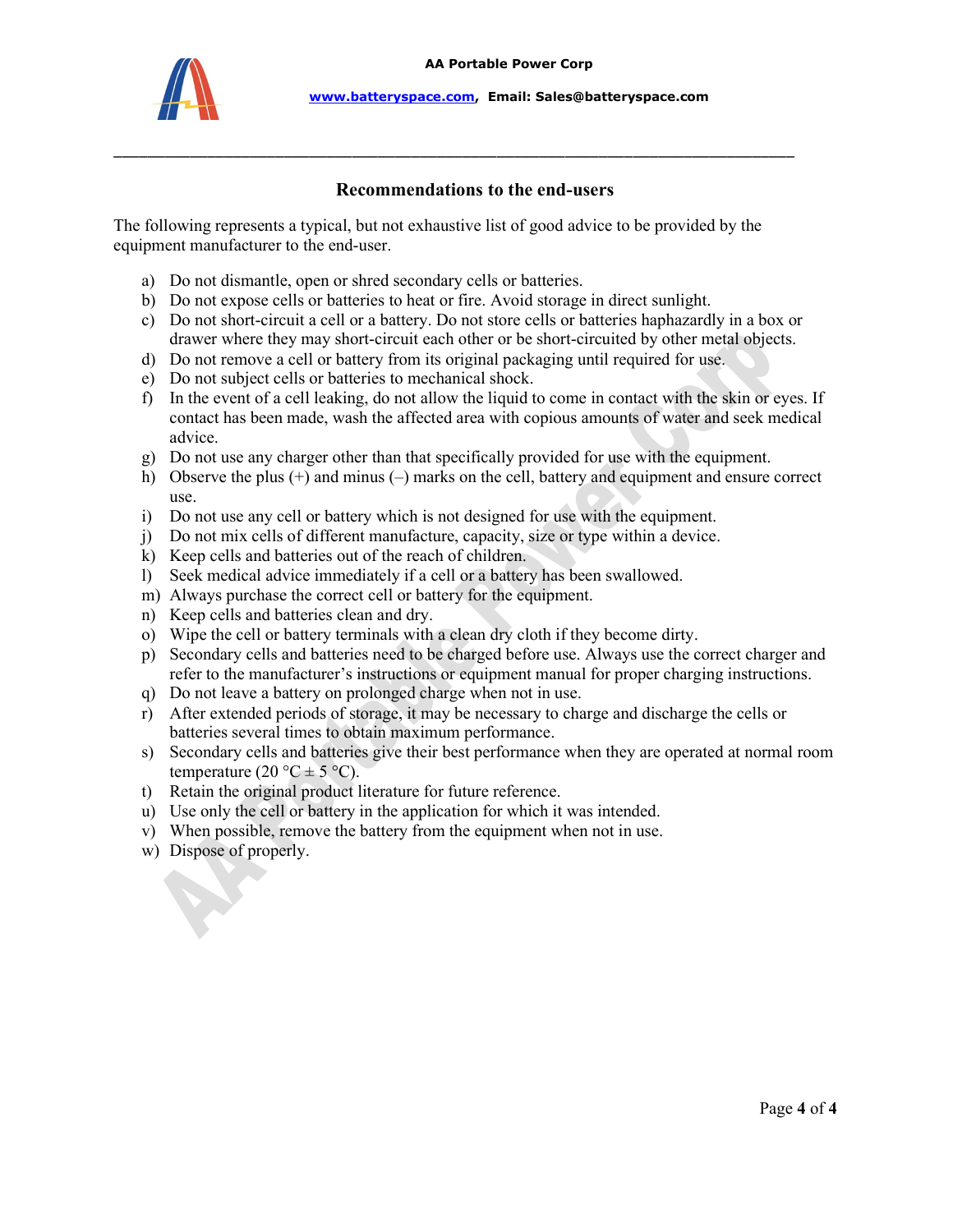## Recommendations to the end-users

The following represents a typical, but not exhaustive list of good advice to be provided by the equipment manufacturer to the end-user.

a) Do not dismantle, open or shred secondary cells or batteries.
b) Do not expose cells or batteries to heat or fire. Avoid storage in direct sunlight.
c) Do not short-circuit a cell or a battery. Do not store cells or batteries haphazardly in a box or drawer where they may short-circuit each other or be short-circuited by other metal objects.
d) Do not remove a cell or battery from its original packaging until required for use.
e) Do not subject cells or batteries to mechanical shock.
f) In the event of a cell leaking, do not allow the liquid to come in contact with the skin or eyes. If contact has been made, wash the affected area with copious amounts of water and seek medical advice.
g) Do not use any charger other than that specifically provided for use with the equipment.
h) Observe the plus (+) and minus (–) marks on the cell, battery and equipment and ensure correct use.
i) Do not use any cell or battery which is not designed for use with the equipment.
j) Do not mix cells of different manufacture, capacity, size or type within a device.
k) Keep cells and batteries out of the reach of children.
l) Seek medical advice immediately if a cell or a battery has been swallowed.
m) Always purchase the correct cell or battery for the equipment.
n) Keep cells and batteries clean and dry.
o) Wipe the cell or battery terminals with a clean dry cloth if they become dirty.
p) Secondary cells and batteries need to be charged before use. Always use the correct charger and refer to the manufacturer's instructions or equipment manual for proper charging instructions.
q) Do not leave a battery on prolonged charge when not in use.
r) After extended periods of storage, it may be necessary to charge and discharge the cells or batteries several times to obtain maximum performance.
s) Secondary cells and batteries give their best performance when they are operated at normal room temperature (20 °C ± 5 °C).
t) Retain the original product literature for future reference.
u) Use only the cell or battery in the application for which it was intended.
v) When possible, remove the battery from the equipment when not in use.
w) Dispose of properly.